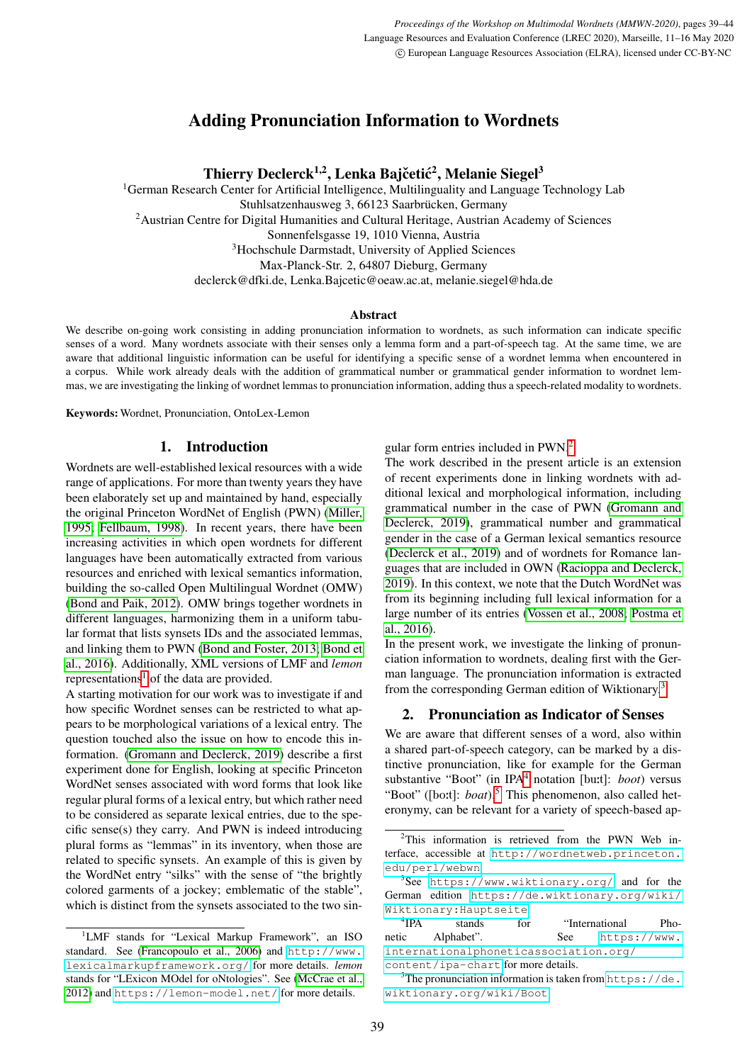# Adding Pronunciation Information to Wordnets

**Thierry Declerck[1,2], Lenka Bajčetić[2], Melanie Siegel[3]**

[1]German Research Center for Artificial Intelligence, Multilinguality and Language Technology Lab
Stuhlsatzenhausweg 3, 66123 Saarbrücken, Germany
[2]Austrian Centre for Digital Humanities and Cultural Heritage, Austrian Academy of Sciences
Sonnenfelsgasse 19, 1010 Vienna, Austria
[3]Hochschule Darmstadt, University of Applied Sciences
Max-Planck-Str. 2, 64807 Dieburg, Germany
declerck@dfki.de, Lenka.Bajcetic@oeaw.ac.at, melanie.siegel@hda.de

### Abstract

We describe on-going work consisting in adding pronunciation information to wordnets, as such information can indicate specific senses of a word. Many wordnets associate with their senses only a lemma form and a part-of-speech tag. At the same time, we are aware that additional linguistic information can be useful for identifying a specific sense of a wordnet lemma when encountered in a corpus. While work already deals with the addition of grammatical number or grammatical gender information to wordnet lemmas, we are investigating the linking of wordnet lemmas to pronunciation information, adding thus a speech-related modality to wordnets.

**Keywords:** Wordnet, Pronunciation, OntoLex-Lemon

## 1. Introduction

Wordnets are well-established lexical resources with a wide range of applications. For more than twenty years they have been elaborately set up and maintained by hand, especially the original Princeton WordNet of English (PWN) (Miller, 1995; Fellbaum, 1998). In recent years, there have been increasing activities in which open wordnets for different languages have been automatically extracted from various resources and enriched with lexical semantics information, building the so-called Open Multilingual Wordnet (OMW) (Bond and Paik, 2012). OMW brings together wordnets in different languages, harmonizing them in a uniform tabular format that lists synsets IDs and the associated lemmas, and linking them to PWN (Bond and Foster, 2013; Bond et al., 2016). Additionally, XML versions of LMF and *lemon* representations[1] of the data are provided.

A starting motivation for our work was to investigate if and how specific Wordnet senses can be restricted to what appears to be morphological variations of a lexical entry. The question touched also the issue on how to encode this information. (Gromann and Declerck, 2019) describe a first experiment done for English, looking at specific Princeton WordNet senses associated with word forms that look like regular plural forms of a lexical entry, but which rather need to be considered as separate lexical entries, due to the specific sense(s) they carry. And PWN is indeed introducing plural forms as "lemmas" in its inventory, when those are related to specific synsets. An example of this is given by the WordNet entry "silks" with the sense of "the brightly colored garments of a jockey; emblematic of the stable", which is distinct from the synsets associated to the two singular form entries included in PWN.[2]

The work described in the present article is an extension of recent experiments done in linking wordnets with additional lexical and morphological information, including grammatical number in the case of PWN (Gromann and Declerck, 2019), grammatical number and grammatical gender in the case of a German lexical semantics resource (Declerck et al., 2019) and of wordnets for Romance languages that are included in OWN (Racioppa and Declerck, 2019). In this context, we note that the Dutch WordNet was from its beginning including full lexical information for a large number of its entries (Vossen et al., 2008; Postma et al., 2016).

In the present work, we investigate the linking of pronunciation information to wordnets, dealing first with the German language. The pronunciation information is extracted from the corresponding German edition of Wiktionary.[3]

## 2. Pronunciation as Indicator of Senses

We are aware that different senses of a word, also within a shared part-of-speech category, can be marked by a distinctive pronunciation, like for example for the German substantive "Boot" (in IPA[4] notation [buːt]: *boot*) versus "Boot" ([boːt]: *boat*).[5] This phenomenon, also called heteronymy, can be relevant for a variety of speech-based ap-

---

[1]LMF stands for "Lexical Markup Framework", an ISO standard. See (Francopoulo et al., 2006) and http://www.lexicalmarkupframework.org/ for more details. *lemon* stands for "LExicon MOdel for oNtologies". See (McCrae et al., 2012) and https://lemon-model.net/ for more details.

[2]This information is retrieved from the PWN Web interface, accessible at http://wordnetweb.princeton.edu/perl/webwn.

[3]See https://www.wiktionary.org/ and for the German edition https://de.wiktionary.org/wiki/Wiktionary:Hauptseite.

[4]IPA stands for "International Phonetic Alphabet". See https://www.internationalphoneticassociation.org/content/ipa-chart for more details.

[5]The pronunciation information is taken from https://de.wiktionary.org/wiki/Boot.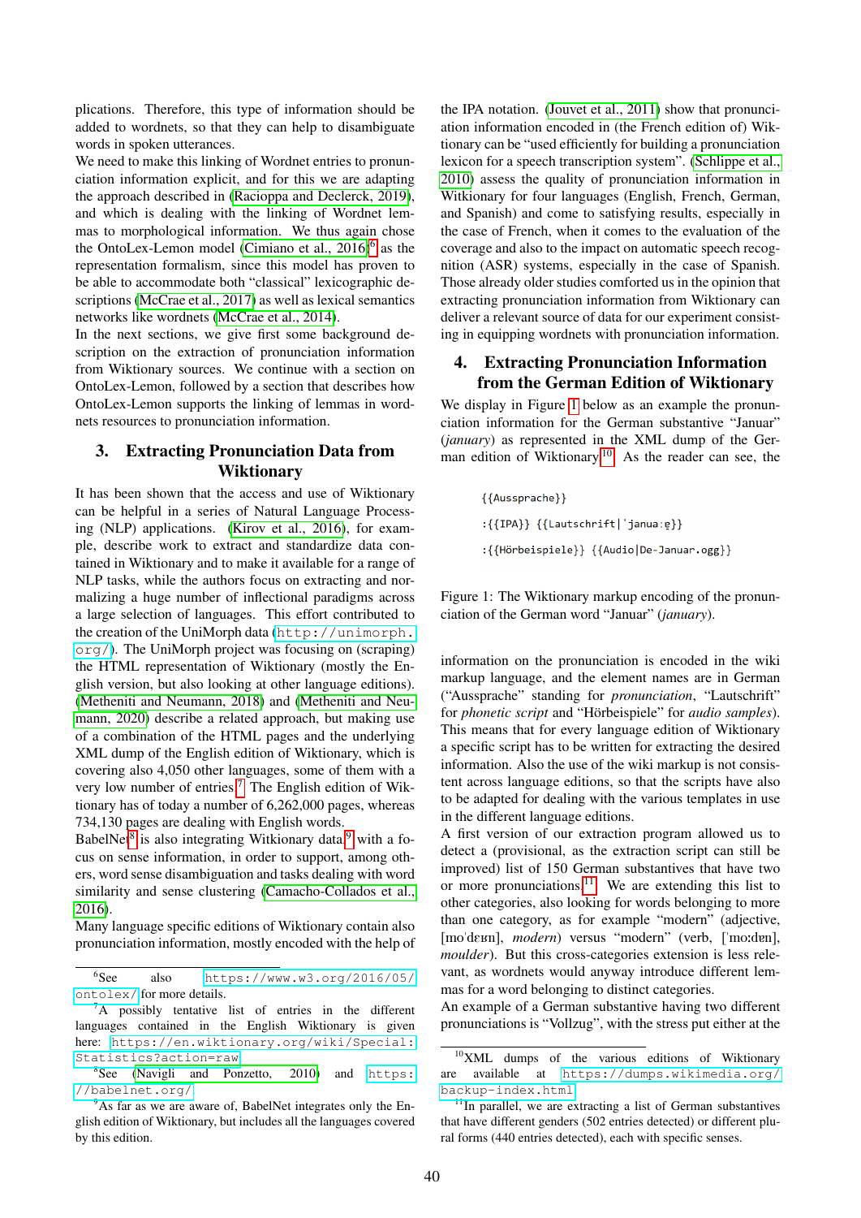plications. Therefore, this type of information should be added to wordnets, so that they can help to disambiguate words in spoken utterances.

We need to make this linking of Wordnet entries to pronunciation information explicit, and for this we are adapting the approach described in (Racioppa and Declerck, 2019), and which is dealing with the linking of Wordnet lemmas to morphological information. We thus again chose the OntoLex-Lemon model (Cimiano et al., 2016)[6] as the representation formalism, since this model has proven to be able to accommodate both "classical" lexicographic descriptions (McCrae et al., 2017) as well as lexical semantics networks like wordnets (McCrae et al., 2014).

In the next sections, we give first some background description on the extraction of pronunciation information from Wiktionary sources. We continue with a section on OntoLex-Lemon, followed by a section that describes how OntoLex-Lemon supports the linking of lemmas in wordnets resources to pronunciation information.

## 3. Extracting Pronunciation Data from Wiktionary

It has been shown that the access and use of Wiktionary can be helpful in a series of Natural Language Processing (NLP) applications. (Kirov et al., 2016), for example, describe work to extract and standardize data contained in Wiktionary and to make it available for a range of NLP tasks, while the authors focus on extracting and normalizing a huge number of inflectional paradigms across a large selection of languages. This effort contributed to the creation of the UniMorph data (http://unimorph.org/). The UniMorph project was focusing on (scraping) the HTML representation of Wiktionary (mostly the English version, but also looking at other language editions). (Metheniti and Neumann, 2018) and (Metheniti and Neumann, 2020) describe a related approach, but making use of a combination of the HTML pages and the underlying XML dump of the English edition of Wiktionary, which is covering also 4,050 other languages, some of them with a very low number of entries.[7] The English edition of Wiktionary has of today a number of 6,262,000 pages, whereas 734,130 pages are dealing with English words.

BabelNet[8] is also integrating Wiktionary data[9] with a focus on sense information, in order to support, among others, word sense disambiguation and tasks dealing with word similarity and sense clustering (Camacho-Collados et al., 2016).

Many language specific editions of Wiktionary contain also pronunciation information, mostly encoded with the help of the IPA notation. (Jouvet et al., 2011) show that pronunciation information encoded in (the French edition of) Wiktionary can be "used efficiently for building a pronunciation lexicon for a speech transcription system". (Schlippe et al., 2010) assess the quality of pronunciation information in Witkionary for four languages (English, French, German, and Spanish) and come to satisfying results, especially in the case of French, when it comes to the evaluation of the coverage and also to the impact on automatic speech recognition (ASR) systems, especially in the case of Spanish. Those already older studies comforted us in the opinion that extracting pronunciation information from Wiktionary can deliver a relevant source of data for our experiment consisting in equipping wordnets with pronunciation information.

## 4. Extracting Pronunciation Information from the German Edition of Wiktionary

We display in Figure 1 below as an example the pronunciation information for the German substantive "Januar" (*january*) as represented in the XML dump of the German edition of Wiktionary.[10] As the reader can see, the

```
{{Aussprache}}
:{{IPA}} {{Lautschrift|ˈjanuaːɐ̯}}
:{{Hörbeispiele}} {{Audio|De-Januar.ogg}}
```

Figure 1: The Wiktionary markup encoding of the pronunciation of the German word "Januar" (*january*).

information on the pronunciation is encoded in the wiki markup language, and the element names are in German ("Aussprache" standing for *pronunciation*, "Lautschrift" for *phonetic script* and "Hörbeispiele" for *audio samples*). This means that for every language edition of Wiktionary a specific script has to be written for extracting the desired information. Also the use of the wiki markup is not consistent across language editions, so that the scripts have also to be adapted for dealing with the various templates in use in the different language editions.

A first version of our extraction program allowed us to detect a (provisional, as the extraction script can still be improved) list of 150 German substantives that have two or more pronunciations.[11] We are extending this list to other categories, also looking for words belonging to more than one category, as for example "modern" (adjective, [moˈdɛʁn], *modern*) versus "modern" (verb, [ˈmoːdɐn], *moulder*). But this cross-categories extension is less relevant, as wordnets would anyway introduce different lemmas for a word belonging to distinct categories.

An example of a German substantive having two different pronunciations is "Vollzug", with the stress put either at the

---

[6] See also https://www.w3.org/2016/05/ontolex/ for more details.

[7] A possibly tentative list of entries in the different languages contained in the English Wiktionary is given here: https://en.wiktionary.org/wiki/Special:Statistics?action=raw

[8] See (Navigli and Ponzetto, 2010) and https://babelnet.org/

[9] As far as we are aware of, BabelNet integrates only the English edition of Wiktionary, but includes all the languages covered by this edition.

[10] XML dumps of the various editions of Wiktionary are available at https://dumps.wikimedia.org/backup-index.html

[11] In parallel, we are extracting a list of German substantives that have different genders (502 entries detected) or different plural forms (440 entries detected), each with specific senses.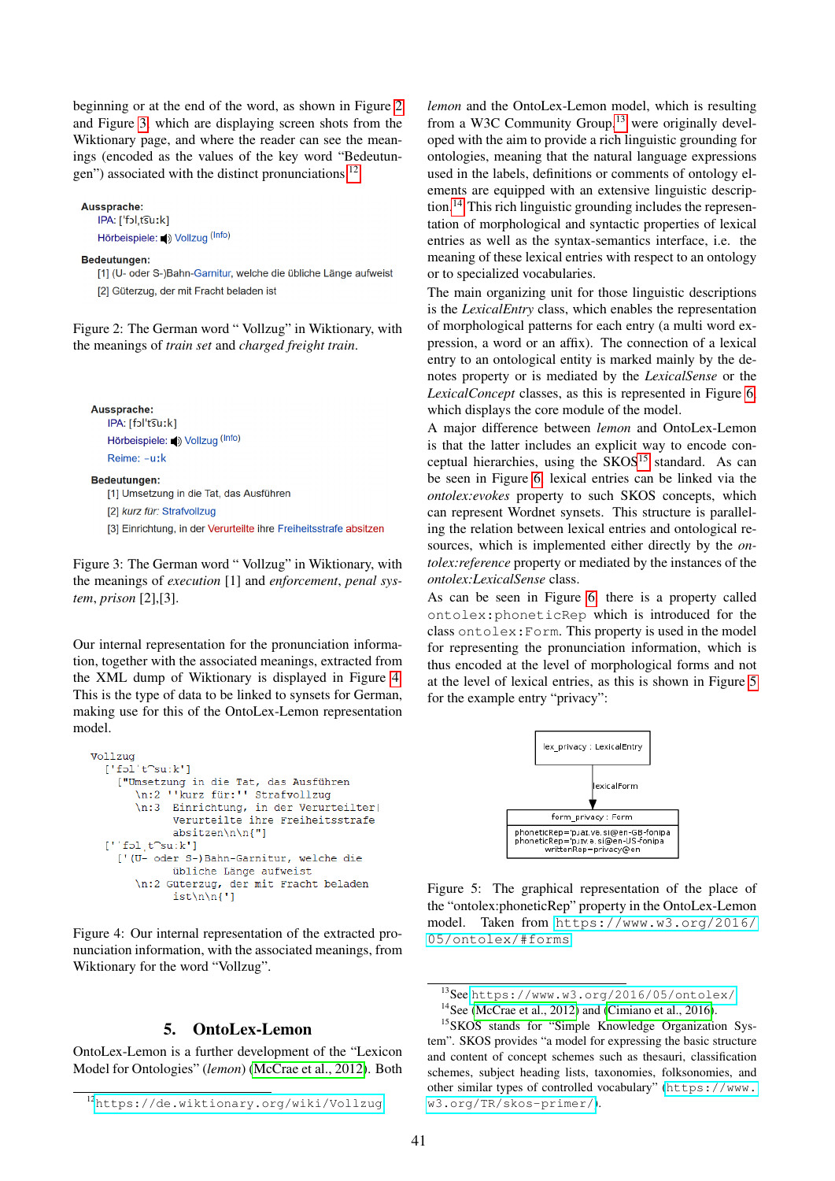beginning or at the end of the word, as shown in Figure 2 and Figure 3, which are displaying screen shots from the Wiktionary page, and where the reader can see the meanings (encoded as the values of the key word "Bedeutungen") associated with the distinct pronunciations[12].

**Aussprache:**
IPA: [ˈfɔlˌt͡suːk]
Hörbeispiele: Vollzug (Info)

**Bedeutungen:**
[1] (U- oder S-)Bahn-Garnitur, welche die übliche Länge aufweist
[2] Güterzug, der mit Fracht beladen ist

Figure 2: The German word " Vollzug" in Wiktionary, with the meanings of *train set* and *charged freight train*.

**Aussprache:**
IPA: [fɔlˈt͡suːk]
Hörbeispiele: Vollzug (Info)
Reime: -uːk

**Bedeutungen:**
[1] Umsetzung in die Tat, das Ausführen
[2] *kurz für:* Strafvollzug
[3] Einrichtung, in der Verurteilte ihre Freiheitsstrafe absitzen

Figure 3: The German word " Vollzug" in Wiktionary, with the meanings of *execution* [1] and *enforcement*, *penal system*, *prison* [2],[3].

Our internal representation for the pronunciation information, together with the associated meanings, extracted from the XML dump of Wiktionary is displayed in Figure 4. This is the type of data to be linked to synsets for German, making use for this of the OntoLex-Lemon representation model.

```
Vollzug
  ['fɔl'tˆsu:k']
    ["Umsetzung in die Tat, das Ausführen
       \n:2 ''kurz für:'' Strafvollzug
       \n:3 Einrichtung, in der Verurteilter|
            Verurteilte ihre Freiheitsstrafe
            absitzen\n\n{"]
  [''fɔl,tˆsu:k']
    ['(U- oder S-)Bahn-Garnitur, welche die
          übliche Länge aufweist
       \n:2 Güterzug, der mit Fracht beladen
            ist\n\n{']
```

Figure 4: Our internal representation of the extracted pronunciation information, with the associated meanings, from Wiktionary for the word "Vollzug".

## 5. OntoLex-Lemon

OntoLex-Lemon is a further development of the "Lexicon Model for Ontologies" (*lemon*) (McCrae et al., 2012). Both *lemon* and the OntoLex-Lemon model, which is resulting from a W3C Community Group[13] were originally developed with the aim to provide a rich linguistic grounding for ontologies, meaning that the natural language expressions used in the labels, definitions or comments of ontology elements are equipped with an extensive linguistic description.[14] This rich linguistic grounding includes the representation of morphological and syntactic properties of lexical entries as well as the syntax-semantics interface, i.e. the meaning of these lexical entries with respect to an ontology or to specialized vocabularies.

The main organizing unit for those linguistic descriptions is the *LexicalEntry* class, which enables the representation of morphological patterns for each entry (a multi word expression, a word or an affix). The connection of a lexical entry to an ontological entity is marked mainly by the denotes property or is mediated by the *LexicalSense* or the *LexicalConcept* classes, as this is represented in Figure 6, which displays the core module of the model.

A major difference between *lemon* and OntoLex-Lemon is that the latter includes an explicit way to encode conceptual hierarchies, using the SKOS[15] standard. As can be seen in Figure 6, lexical entries can be linked via the *ontolex:evokes* property to such SKOS concepts, which can represent Wordnet synsets. This structure is paralleling the relation between lexical entries and ontological resources, which is implemented either directly by the *ontolex:reference* property or mediated by the instances of the *ontolex:LexicalSense* class.

As can be seen in Figure 6, there is a property called `ontolex:phoneticRep` which is introduced for the class `ontolex:Form`. This property is used in the model for representing the pronunciation information, which is thus encoded at the level of morphological forms and not at the level of lexical entries, as this is shown in Figure 5 for the example entry "privacy":

```
lex_privacy : LexicalEntry
        |
   lexicalForm
        v
form_privacy : Form
phoneticRep='pɹaɪ.və.si@en-GB-fonipa
phoneticRep='pɹɪv.ə.si@en-US-fonipa
writtenRep=privacy@en
```

Figure 5: The graphical representation of the place of the "ontolex:phoneticRep" property in the OntoLex-Lemon model. Taken from https://www.w3.org/2016/05/ontolex/#forms

[12] https://de.wiktionary.org/wiki/Vollzug

[13] See https://www.w3.org/2016/05/ontolex/

[14] See (McCrae et al., 2012) and (Cimiano et al., 2016).

[15] SKOS stands for "Simple Knowledge Organization System". SKOS provides "a model for expressing the basic structure and content of concept schemes such as thesauri, classification schemes, subject heading lists, taxonomies, folksonomies, and other similar types of controlled vocabulary" (https://www.w3.org/TR/skos-primer/).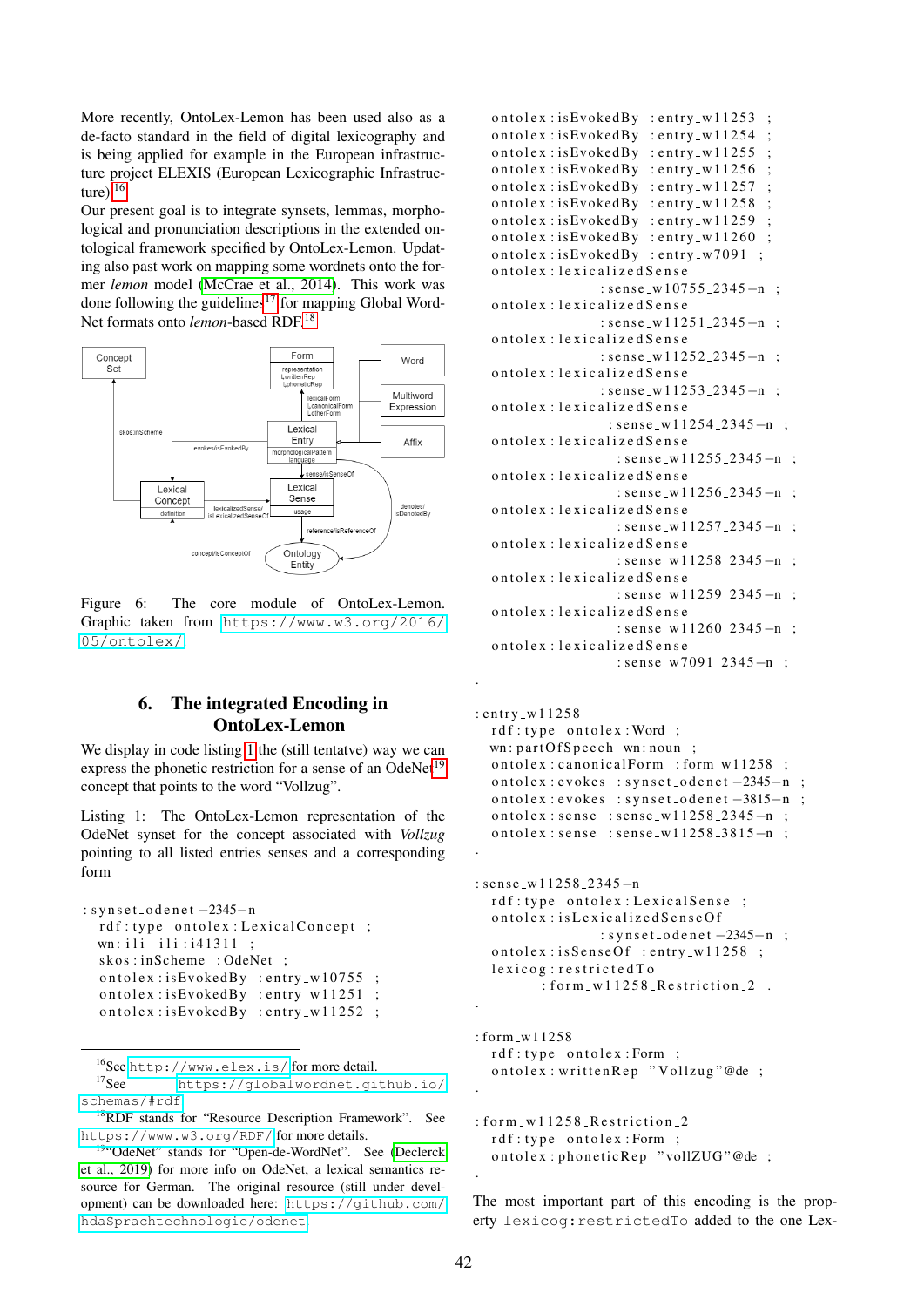More recently, OntoLex-Lemon has been used also as a de-facto standard in the field of digital lexicography and is being applied for example in the European infrastructure project ELEXIS (European Lexicographic Infrastructure).[16]
Our present goal is to integrate synsets, lemmas, morphological and pronunciation descriptions in the extended ontological framework specified by OntoLex-Lemon. Updating also past work on mapping some wordnets onto the former *lemon* model (McCrae et al., 2014). This work was done following the guidelines[17] for mapping Global WordNet formats onto *lemon*-based RDF.[18]

Figure 6: The core module of OntoLex-Lemon. Graphic taken from https://www.w3.org/2016/05/ontolex/

## 6. The integrated Encoding in OntoLex-Lemon

We display in code listing 1 the (still tentatve) way we can express the phonetic restriction for a sense of an OdeNet[19] concept that points to the word "Vollzug".

Listing 1: The OntoLex-Lemon representation of the OdeNet synset for the concept associated with *Vollzug* pointing to all listed entries senses and a corresponding form

```
:synset_odenet-2345-n
  rdf:type ontolex:LexicalConcept ;
  wn:ili ili:i41311 ;
  skos:inScheme :OdeNet ;
  ontolex:isEvokedBy :entry_w10755 ;
  ontolex:isEvokedBy :entry_w11251 ;
  ontolex:isEvokedBy :entry_w11252 ;
  ontolex:isEvokedBy :entry_w11253 ;
  ontolex:isEvokedBy :entry_w11254 ;
  ontolex:isEvokedBy :entry_w11255 ;
  ontolex:isEvokedBy :entry_w11256 ;
  ontolex:isEvokedBy :entry_w11257 ;
  ontolex:isEvokedBy :entry_w11258 ;
  ontolex:isEvokedBy :entry_w11259 ;
  ontolex:isEvokedBy :entry_w11260 ;
  ontolex:isEvokedBy :entry_w7091 ;
  ontolex:lexicalizedSense
              :sense_w10755_2345-n ;
  ontolex:lexicalizedSense
              :sense_w11251_2345-n ;
  ontolex:lexicalizedSense
              :sense_w11252_2345-n ;
  ontolex:lexicalizedSense
              :sense_w11253_2345-n ;
  ontolex:lexicalizedSense
              :sense_w11254_2345-n ;
  ontolex:lexicalizedSense
              :sense_w11255_2345-n ;
  ontolex:lexicalizedSense
              :sense_w11256_2345-n ;
  ontolex:lexicalizedSense
              :sense_w11257_2345-n ;
  ontolex:lexicalizedSense
              :sense_w11258_2345-n ;
  ontolex:lexicalizedSense
              :sense_w11259_2345-n ;
  ontolex:lexicalizedSense
              :sense_w11260_2345-n ;
  ontolex:lexicalizedSense
              :sense_w7091_2345-n ;
.

:entry_w11258
  rdf:type ontolex:Word ;
  wn:partOfSpeech wn:noun ;
  ontolex:canonicalForm :form_w11258 ;
  ontolex:evokes :synset_odenet-2345-n ;
  ontolex:evokes :synset_odenet-3815-n ;
  ontolex:sense :sense_w11258_2345-n ;
  ontolex:sense :sense_w11258_3815-n ;
.

:sense_w11258_2345-n
  rdf:type ontolex:LexicalSense ;
  ontolex:isLexicalizedSenseOf
          :synset_odenet-2345-n ;
  ontolex:isSenseOf :entry_w11258 ;
  lexicog:restrictedTo
        :form_w11258_Restriction_2 .
.

:form_w11258
  rdf:type ontolex:Form ;
  ontolex:writtenRep "Vollzug"@de ;
.

:form_w11258_Restriction_2
  rdf:type ontolex:Form ;
  ontolex:phoneticRep "vollZUG"@de ;
.
```

The most important part of this encoding is the property `lexicog:restrictedTo` added to the one Lex-

[16] See http://www.elex.is/ for more detail.
[17] See https://globalwordnet.github.io/schemas/#rdf
[18] RDF stands for "Resource Description Framework". See https://www.w3.org/RDF/ for more details.
[19] "OdeNet" stands for "Open-de-WordNet". See (Declerck et al., 2019) for more info on OdeNet, a lexical semantics resource for German. The original resource (still under development) can be downloaded here: https://github.com/hdaSprachtechnologie/odenet.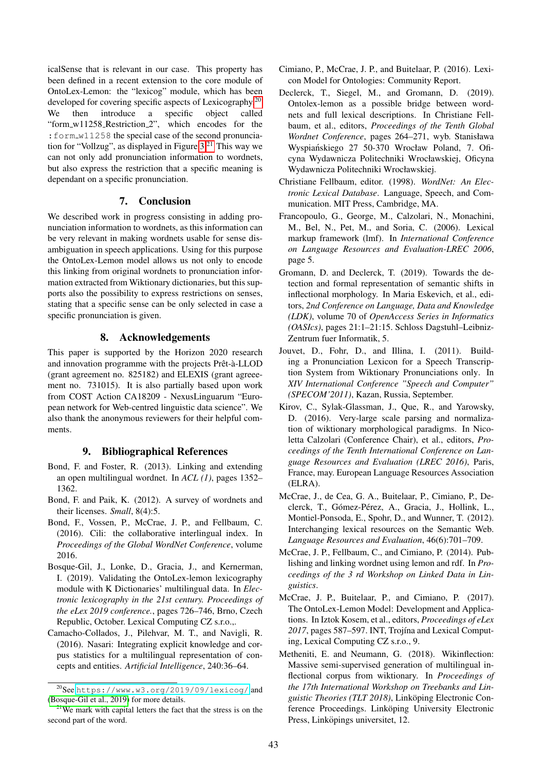icalSense that is relevant in our case. This property has been defined in a recent extension to the core module of OntoLex-Lemon: the "lexicog" module, which has been developed for covering specific aspects of Lexicography.[20] We then introduce a specific object called "form_w11258_Restriction_2", which encodes for the `:form_w11258` the special case of the second pronunciation for "Vollzug", as displayed in Figure 3.[21] This way we can not only add pronunciation information to wordnets, but also express the restriction that a specific meaning is dependant on a specific pronunciation.

## 7. Conclusion

We described work in progress consisting in adding pronunciation information to wordnets, as this information can be very relevant in making wordnets usable for sense disambiguation in speech applications. Using for this purpose the OntoLex-Lemon model allows us not only to encode this linking from original wordnets to pronunciation information extracted from Wiktionary dictionaries, but this supports also the possibility to express restrictions on senses, stating that a specific sense can be only selected in case a specific pronunciation is given.

## 8. Acknowledgements

This paper is supported by the Horizon 2020 research and innovation programme with the projects Prêt-à-LLOD (grant agreement no. 825182) and ELEXIS (grant agreeement no. 731015). It is also partially based upon work from COST Action CA18209 - NexusLinguarum "European network for Web-centred linguistic data science". We also thank the anonymous reviewers for their helpful comments.

## 9. Bibliographical References

Bond, F. and Foster, R. (2013). Linking and extending an open multilingual wordnet. In *ACL (1)*, pages 1352–1362.

Bond, F. and Paik, K. (2012). A survey of wordnets and their licenses. *Small*, 8(4):5.

Bond, F., Vossen, P., McCrae, J. P., and Fellbaum, C. (2016). Cili: the collaborative interlingual index. In *Proceedings of the Global WordNet Conference*, volume 2016.

Bosque-Gil, J., Lonke, D., Gracia, J., and Kernerman, I. (2019). Validating the OntoLex-lemon lexicography module with K Dictionaries' multilingual data. In *Electronic lexicography in the 21st century. Proceedings of the eLex 2019 conference.*, pages 726–746, Brno, Czech Republic, October. Lexical Computing CZ s.r.o.,.

Camacho-Collados, J., Pilehvar, M. T., and Navigli, R. (2016). Nasari: Integrating explicit knowledge and corpus statistics for a multilingual representation of concepts and entities. *Artificial Intelligence*, 240:36–64.

Cimiano, P., McCrae, J. P., and Buitelaar, P. (2016). Lexicon Model for Ontologies: Community Report.

Declerck, T., Siegel, M., and Gromann, D. (2019). Ontolex-lemon as a possible bridge between wordnets and full lexical descriptions. In Christiane Fellbaum, et al., editors, *Proceedings of the Tenth Global Wordnet Conference*, pages 264–271, wyb. Stanisława Wyspiańskiego 27 50-370 Wrocław Poland, 7. Oficyna Wydawnicza Politechniki Wrocławskiej, Oficyna Wydawnicza Politechniki Wrocławskiej.

Christiane Fellbaum, editor. (1998). *WordNet: An Electronic Lexical Database*. Language, Speech, and Communication. MIT Press, Cambridge, MA.

Francopoulo, G., George, M., Calzolari, N., Monachini, M., Bel, N., Pet, M., and Soria, C. (2006). Lexical markup framework (lmf). In *International Conference on Language Resources and Evaluation-LREC 2006*, page 5.

Gromann, D. and Declerck, T. (2019). Towards the detection and formal representation of semantic shifts in inflectional morphology. In Maria Eskevich, et al., editors, *2nd Conference on Language, Data and Knowledge (LDK)*, volume 70 of *OpenAccess Series in Informatics (OASIcs)*, pages 21:1–21:15. Schloss Dagstuhl–Leibniz-Zentrum fuer Informatik, 5.

Jouvet, D., Fohr, D., and Illina, I. (2011). Building a Pronunciation Lexicon for a Speech Transcription System from Wiktionary Pronunciations only. In *XIV International Conference "Speech and Computer" (SPECOM'2011)*, Kazan, Russia, September.

Kirov, C., Sylak-Glassman, J., Que, R., and Yarowsky, D. (2016). Very-large scale parsing and normalization of wiktionary morphological paradigms. In Nicoletta Calzolari (Conference Chair), et al., editors, *Proceedings of the Tenth International Conference on Language Resources and Evaluation (LREC 2016)*, Paris, France, may. European Language Resources Association (ELRA).

McCrae, J., de Cea, G. A., Buitelaar, P., Cimiano, P., Declerck, T., Gómez-Pérez, A., Gracia, J., Hollink, L., Montiel-Ponsoda, E., Spohr, D., and Wunner, T. (2012). Interchanging lexical resources on the Semantic Web. *Language Resources and Evaluation*, 46(6):701–709.

McCrae, J. P., Fellbaum, C., and Cimiano, P. (2014). Publishing and linking wordnet using lemon and rdf. In *Proceedings of the 3 rd Workshop on Linked Data in Linguistics*.

McCrae, J. P., Buitelaar, P., and Cimiano, P. (2017). The OntoLex-Lemon Model: Development and Applications. In Iztok Kosem, et al., editors, *Proceedings of eLex 2017*, pages 587–597. INT, Trojína and Lexical Computing, Lexical Computing CZ s.r.o., 9.

Metheniti, E. and Neumann, G. (2018). Wikinflection: Massive semi-supervised generation of multilingual inflectional corpus from wiktionary. In *Proceedings of the 17th International Workshop on Treebanks and Linguistic Theories (TLT 2018)*, Linköping Electronic Conference Proceedings. Linköping University Electronic Press, Linköpings universitet, 12.

---

[20] See `https://www.w3.org/2019/09/lexicog/` and (Bosque-Gil et al., 2019) for more details.

[21] We mark with capital letters the fact that the stress is on the second part of the word.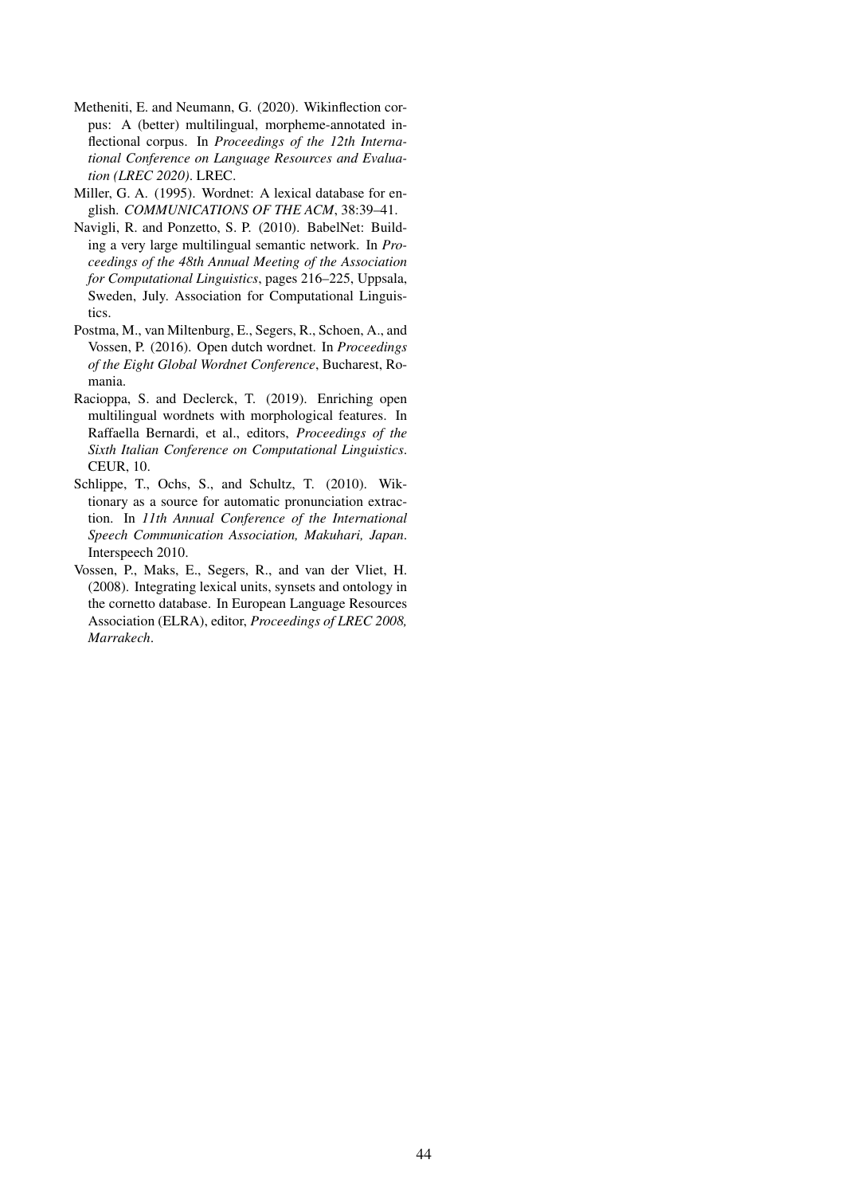Metheniti, E. and Neumann, G. (2020). Wikinflection corpus: A (better) multilingual, morpheme-annotated inflectional corpus. In *Proceedings of the 12th International Conference on Language Resources and Evaluation (LREC 2020)*. LREC.

Miller, G. A. (1995). Wordnet: A lexical database for english. *COMMUNICATIONS OF THE ACM*, 38:39–41.

Navigli, R. and Ponzetto, S. P. (2010). BabelNet: Building a very large multilingual semantic network. In *Proceedings of the 48th Annual Meeting of the Association for Computational Linguistics*, pages 216–225, Uppsala, Sweden, July. Association for Computational Linguistics.

Postma, M., van Miltenburg, E., Segers, R., Schoen, A., and Vossen, P. (2016). Open dutch wordnet. In *Proceedings of the Eight Global Wordnet Conference*, Bucharest, Romania.

Racioppa, S. and Declerck, T. (2019). Enriching open multilingual wordnets with morphological features. In Raffaella Bernardi, et al., editors, *Proceedings of the Sixth Italian Conference on Computational Linguistics*. CEUR, 10.

Schlippe, T., Ochs, S., and Schultz, T. (2010). Wiktionary as a source for automatic pronunciation extraction. In *11th Annual Conference of the International Speech Communication Association, Makuhari, Japan*. Interspeech 2010.

Vossen, P., Maks, E., Segers, R., and van der Vliet, H. (2008). Integrating lexical units, synsets and ontology in the cornetto database. In European Language Resources Association (ELRA), editor, *Proceedings of LREC 2008, Marrakech*.